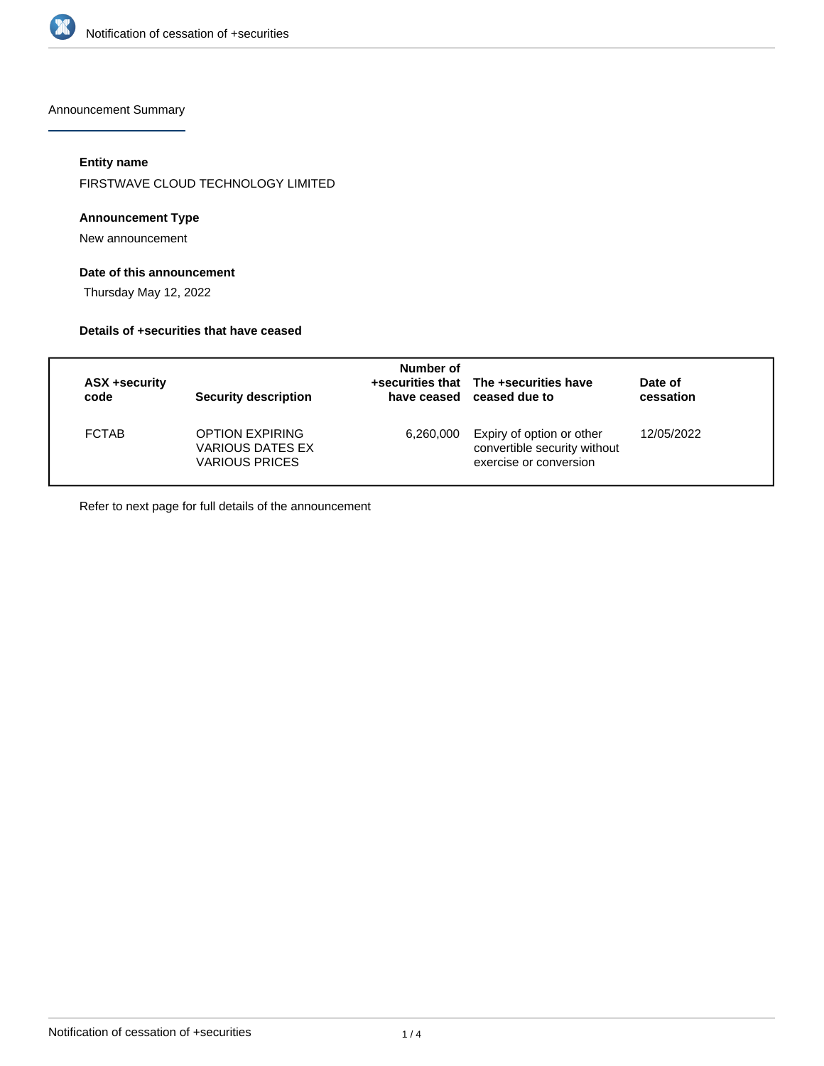# Notification of cessation of +securities

## Announcement Summary

### Entity name

FIRSTWAVE CLOUD TECHNOLOGY LIMITED

### Announcement Type

New announcement

### Date of this announcement

Thursday May 12, 2022

### Details of +securities that have ceased

| ASX +security code | Security description | Number of +securities that have ceased | The +securities have ceased due to | Date of cessation |
|---|---|---|---|---|
| FCTAB | OPTION EXPIRING VARIOUS DATES EX VARIOUS PRICES | 6,260,000 | Expiry of option or other convertible security without exercise or conversion | 12/05/2022 |

Refer to next page for full details of the announcement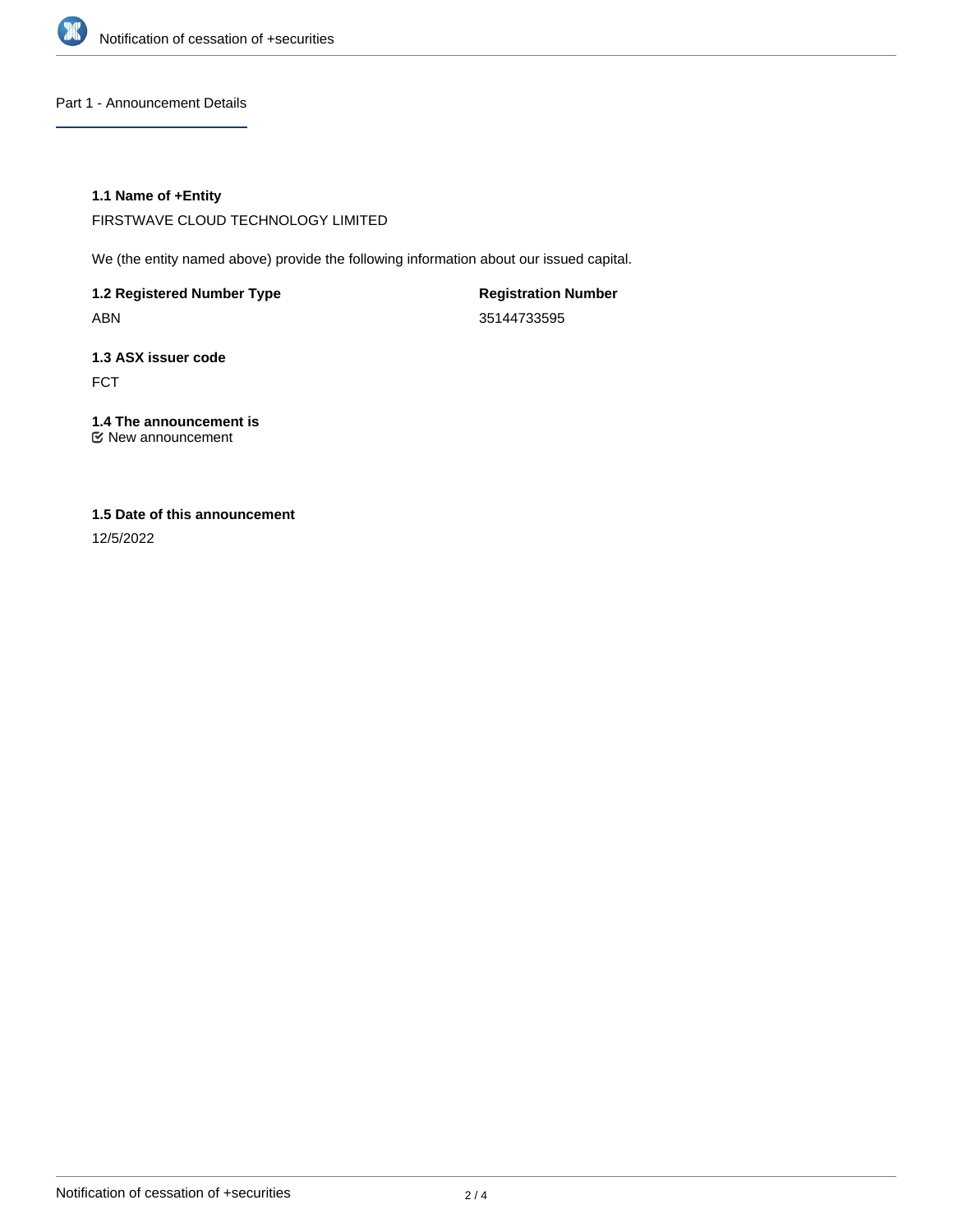## Part 1 - Announcement Details

**1.1 Name of +Entity**

FIRSTWAVE CLOUD TECHNOLOGY LIMITED

We (the entity named above) provide the following information about our issued capital.

**1.2 Registered Number Type**

ABN

**Registration Number**

35144733595

**1.3 ASX issuer code**

FCT

**1.4 The announcement is**

☑ New announcement

**1.5 Date of this announcement**

12/5/2022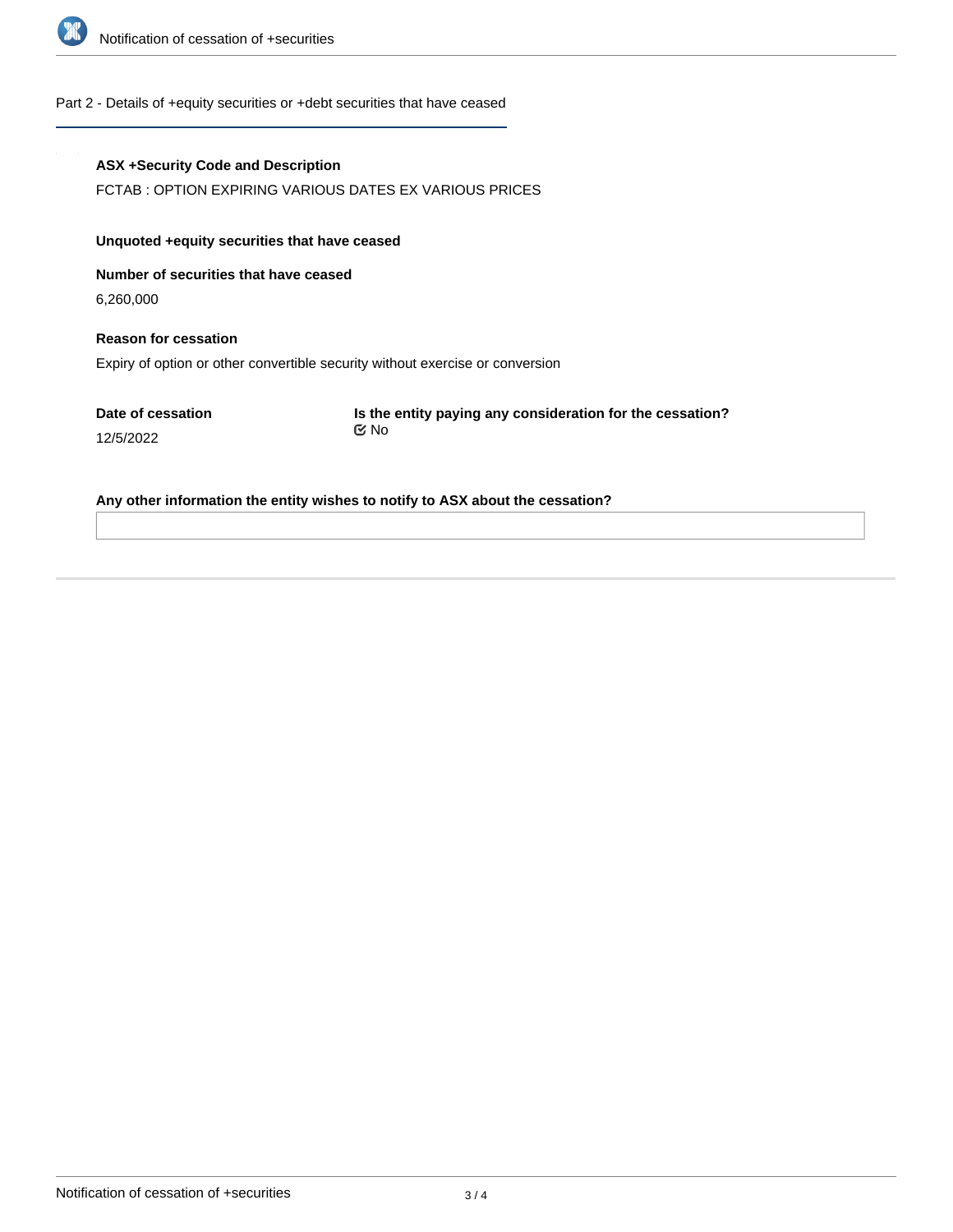## Part 2 - Details of +equity securities or +debt securities that have ceased

**ASX +Security Code and Description**

FCTAB : OPTION EXPIRING VARIOUS DATES EX VARIOUS PRICES

**Unquoted +equity securities that have ceased**

**Number of securities that have ceased**

6,260,000

**Reason for cessation**

Expiry of option or other convertible security without exercise or conversion

**Date of cessation**

12/5/2022

**Is the entity paying any consideration for the cessation?**

No

**Any other information the entity wishes to notify to ASX about the cessation?**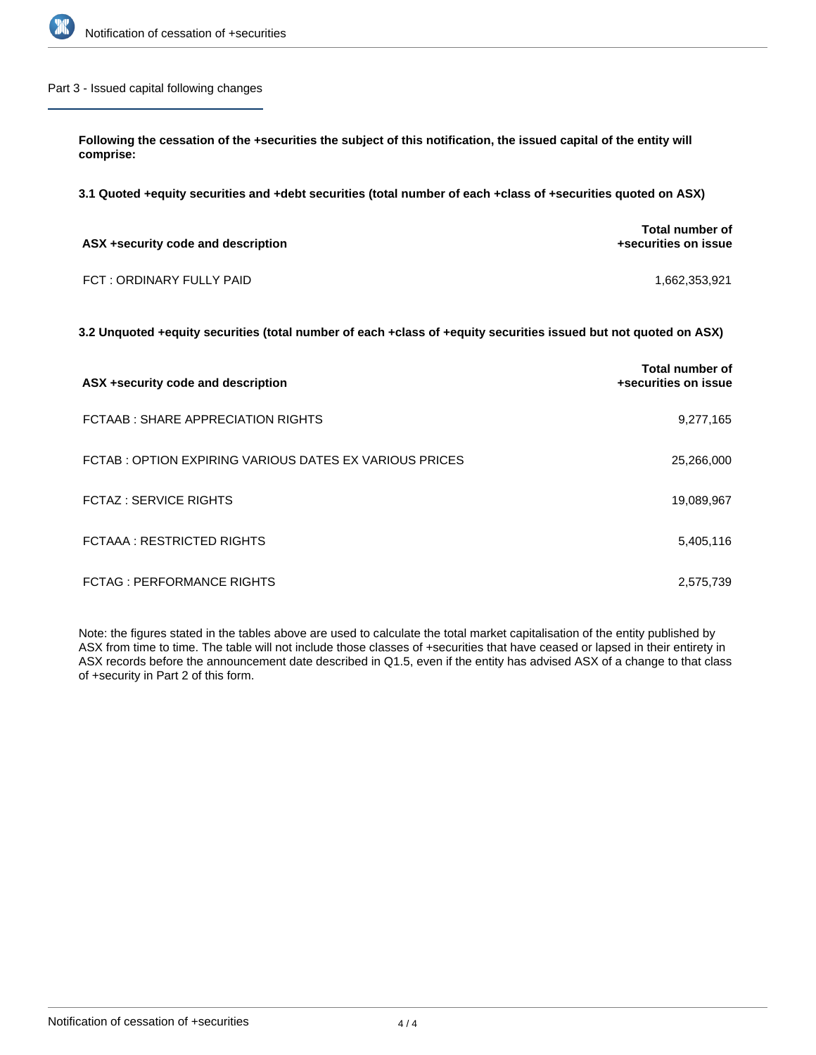## Part 3 - Issued capital following changes

**Following the cessation of the +securities the subject of this notification, the issued capital of the entity will comprise:**

**3.1 Quoted +equity securities and +debt securities (total number of each +class of +securities quoted on ASX)**

| ASX +security code and description | Total number of +securities on issue |
|---|---|
| FCT : ORDINARY FULLY PAID | 1,662,353,921 |

**3.2 Unquoted +equity securities (total number of each +class of +equity securities issued but not quoted on ASX)**

| ASX +security code and description | Total number of +securities on issue |
|---|---|
| FCTAAB : SHARE APPRECIATION RIGHTS | 9,277,165 |
| FCTAB : OPTION EXPIRING VARIOUS DATES EX VARIOUS PRICES | 25,266,000 |
| FCTAZ : SERVICE RIGHTS | 19,089,967 |
| FCTAAA : RESTRICTED RIGHTS | 5,405,116 |
| FCTAG : PERFORMANCE RIGHTS | 2,575,739 |

Note: the figures stated in the tables above are used to calculate the total market capitalisation of the entity published by ASX from time to time. The table will not include those classes of +securities that have ceased or lapsed in their entirety in ASX records before the announcement date described in Q1.5, even if the entity has advised ASX of a change to that class of +security in Part 2 of this form.